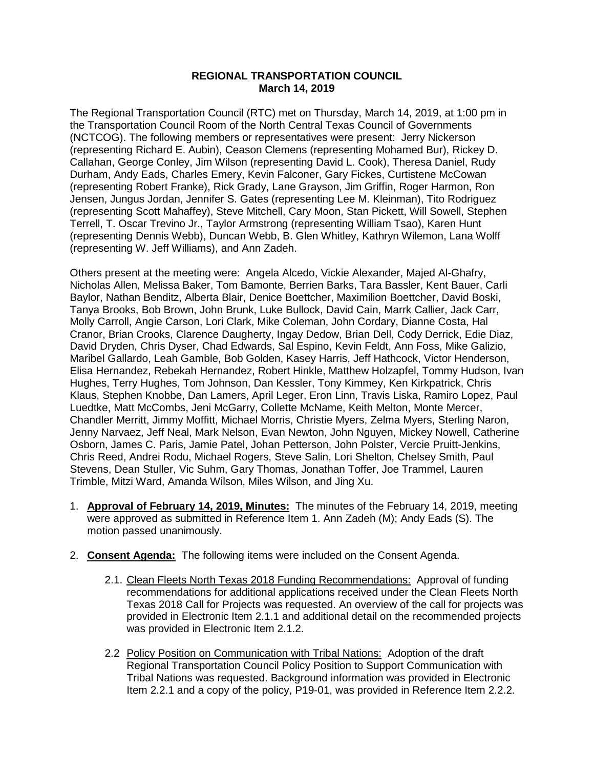**REGIONAL TRANSPORTATION COUNCIL**
**March 14, 2019**

The Regional Transportation Council (RTC) met on Thursday, March 14, 2019, at 1:00 pm in the Transportation Council Room of the North Central Texas Council of Governments (NCTCOG). The following members or representatives were present: Jerry Nickerson (representing Richard E. Aubin), Ceason Clemens (representing Mohamed Bur), Rickey D. Callahan, George Conley, Jim Wilson (representing David L. Cook), Theresa Daniel, Rudy Durham, Andy Eads, Charles Emery, Kevin Falconer, Gary Fickes, Curtistene McCowan (representing Robert Franke), Rick Grady, Lane Grayson, Jim Griffin, Roger Harmon, Ron Jensen, Jungus Jordan, Jennifer S. Gates (representing Lee M. Kleinman), Tito Rodriguez (representing Scott Mahaffey), Steve Mitchell, Cary Moon, Stan Pickett, Will Sowell, Stephen Terrell, T. Oscar Trevino Jr., Taylor Armstrong (representing William Tsao), Karen Hunt (representing Dennis Webb), Duncan Webb, B. Glen Whitley, Kathryn Wilemon, Lana Wolff (representing W. Jeff Williams), and Ann Zadeh.

Others present at the meeting were: Angela Alcedo, Vickie Alexander, Majed Al-Ghafry, Nicholas Allen, Melissa Baker, Tom Bamonte, Berrien Barks, Tara Bassler, Kent Bauer, Carli Baylor, Nathan Benditz, Alberta Blair, Denice Boettcher, Maximilion Boettcher, David Boski, Tanya Brooks, Bob Brown, John Brunk, Luke Bullock, David Cain, Marrk Callier, Jack Carr, Molly Carroll, Angie Carson, Lori Clark, Mike Coleman, John Cordary, Dianne Costa, Hal Cranor, Brian Crooks, Clarence Daugherty, Ingay Dedow, Brian Dell, Cody Derrick, Edie Diaz, David Dryden, Chris Dyser, Chad Edwards, Sal Espino, Kevin Feldt, Ann Foss, Mike Galizio, Maribel Gallardo, Leah Gamble, Bob Golden, Kasey Harris, Jeff Hathcock, Victor Henderson, Elisa Hernandez, Rebekah Hernandez, Robert Hinkle, Matthew Holzapfel, Tommy Hudson, Ivan Hughes, Terry Hughes, Tom Johnson, Dan Kessler, Tony Kimmey, Ken Kirkpatrick, Chris Klaus, Stephen Knobbe, Dan Lamers, April Leger, Eron Linn, Travis Liska, Ramiro Lopez, Paul Luedtke, Matt McCombs, Jeni McGarry, Collette McName, Keith Melton, Monte Mercer, Chandler Merritt, Jimmy Moffitt, Michael Morris, Christie Myers, Zelma Myers, Sterling Naron, Jenny Narvaez, Jeff Neal, Mark Nelson, Evan Newton, John Nguyen, Mickey Nowell, Catherine Osborn, James C. Paris, Jamie Patel, Johan Petterson, John Polster, Vercie Pruitt-Jenkins, Chris Reed, Andrei Rodu, Michael Rogers, Steve Salin, Lori Shelton, Chelsey Smith, Paul Stevens, Dean Stuller, Vic Suhm, Gary Thomas, Jonathan Toffer, Joe Trammel, Lauren Trimble, Mitzi Ward, Amanda Wilson, Miles Wilson, and Jing Xu.

1. **Approval of February 14, 2019, Minutes:** The minutes of the February 14, 2019, meeting were approved as submitted in Reference Item 1. Ann Zadeh (M); Andy Eads (S). The motion passed unanimously.

2. **Consent Agenda:** The following items were included on the Consent Agenda.

   2.1. Clean Fleets North Texas 2018 Funding Recommendations: Approval of funding recommendations for additional applications received under the Clean Fleets North Texas 2018 Call for Projects was requested. An overview of the call for projects was provided in Electronic Item 2.1.1 and additional detail on the recommended projects was provided in Electronic Item 2.1.2.

   2.2 Policy Position on Communication with Tribal Nations: Adoption of the draft Regional Transportation Council Policy Position to Support Communication with Tribal Nations was requested. Background information was provided in Electronic Item 2.2.1 and a copy of the policy, P19-01, was provided in Reference Item 2.2.2.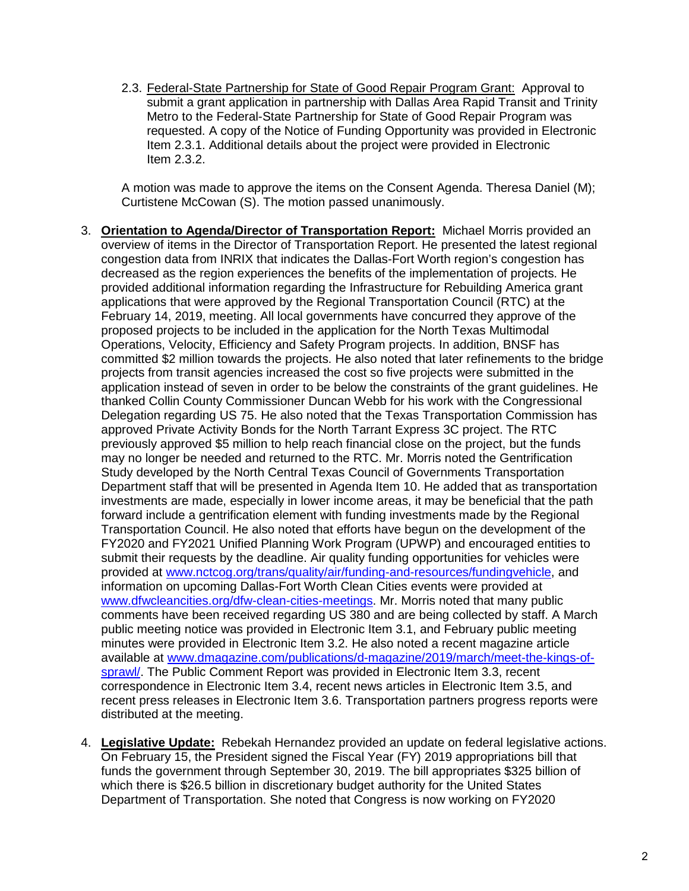2.3. Federal-State Partnership for State of Good Repair Program Grant: Approval to submit a grant application in partnership with Dallas Area Rapid Transit and Trinity Metro to the Federal-State Partnership for State of Good Repair Program was requested. A copy of the Notice of Funding Opportunity was provided in Electronic Item 2.3.1. Additional details about the project were provided in Electronic Item 2.3.2.

A motion was made to approve the items on the Consent Agenda. Theresa Daniel (M); Curtistene McCowan (S). The motion passed unanimously.

3. **Orientation to Agenda/Director of Transportation Report:** Michael Morris provided an overview of items in the Director of Transportation Report. He presented the latest regional congestion data from INRIX that indicates the Dallas-Fort Worth region's congestion has decreased as the region experiences the benefits of the implementation of projects. He provided additional information regarding the Infrastructure for Rebuilding America grant applications that were approved by the Regional Transportation Council (RTC) at the February 14, 2019, meeting. All local governments have concurred they approve of the proposed projects to be included in the application for the North Texas Multimodal Operations, Velocity, Efficiency and Safety Program projects. In addition, BNSF has committed $2 million towards the projects. He also noted that later refinements to the bridge projects from transit agencies increased the cost so five projects were submitted in the application instead of seven in order to be below the constraints of the grant guidelines. He thanked Collin County Commissioner Duncan Webb for his work with the Congressional Delegation regarding US 75. He also noted that the Texas Transportation Commission has approved Private Activity Bonds for the North Tarrant Express 3C project. The RTC previously approved $5 million to help reach financial close on the project, but the funds may no longer be needed and returned to the RTC. Mr. Morris noted the Gentrification Study developed by the North Central Texas Council of Governments Transportation Department staff that will be presented in Agenda Item 10. He added that as transportation investments are made, especially in lower income areas, it may be beneficial that the path forward include a gentrification element with funding investments made by the Regional Transportation Council. He also noted that efforts have begun on the development of the FY2020 and FY2021 Unified Planning Work Program (UPWP) and encouraged entities to submit their requests by the deadline. Air quality funding opportunities for vehicles were provided at www.nctcog.org/trans/quality/air/funding-and-resources/fundingvehicle, and information on upcoming Dallas-Fort Worth Clean Cities events were provided at www.dfwcleancities.org/dfw-clean-cities-meetings. Mr. Morris noted that many public comments have been received regarding US 380 and are being collected by staff. A March public meeting notice was provided in Electronic Item 3.1, and February public meeting minutes were provided in Electronic Item 3.2. He also noted a recent magazine article available at www.dmagazine.com/publications/d-magazine/2019/march/meet-the-kings-of-sprawl/. The Public Comment Report was provided in Electronic Item 3.3, recent correspondence in Electronic Item 3.4, recent news articles in Electronic Item 3.5, and recent press releases in Electronic Item 3.6. Transportation partners progress reports were distributed at the meeting.

4. **Legislative Update:** Rebekah Hernandez provided an update on federal legislative actions. On February 15, the President signed the Fiscal Year (FY) 2019 appropriations bill that funds the government through September 30, 2019. The bill appropriates $325 billion of which there is $26.5 billion in discretionary budget authority for the United States Department of Transportation. She noted that Congress is now working on FY2020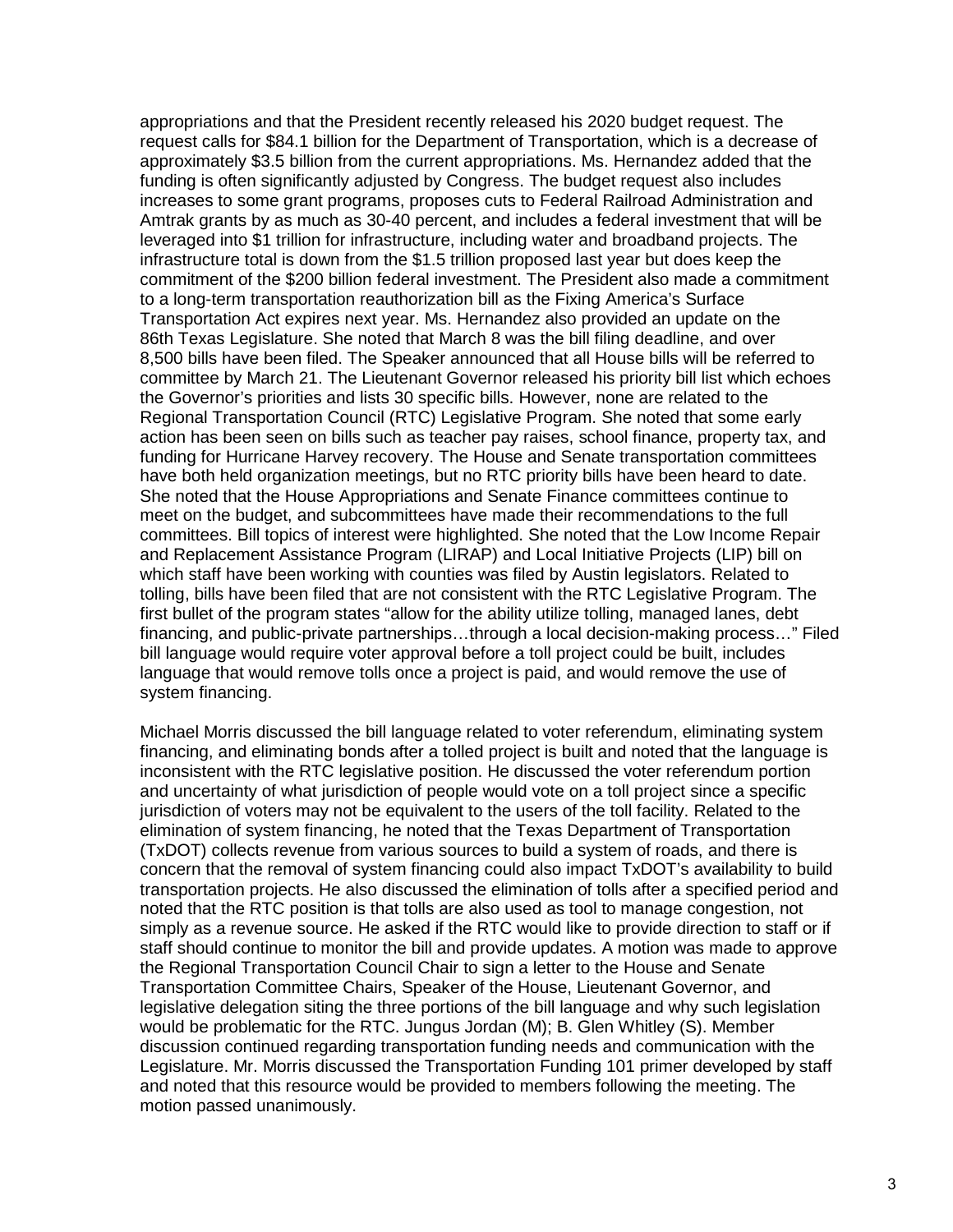appropriations and that the President recently released his 2020 budget request. The request calls for $84.1 billion for the Department of Transportation, which is a decrease of approximately $3.5 billion from the current appropriations. Ms. Hernandez added that the funding is often significantly adjusted by Congress. The budget request also includes increases to some grant programs, proposes cuts to Federal Railroad Administration and Amtrak grants by as much as 30-40 percent, and includes a federal investment that will be leveraged into $1 trillion for infrastructure, including water and broadband projects. The infrastructure total is down from the $1.5 trillion proposed last year but does keep the commitment of the $200 billion federal investment. The President also made a commitment to a long-term transportation reauthorization bill as the Fixing America's Surface Transportation Act expires next year. Ms. Hernandez also provided an update on the 86th Texas Legislature. She noted that March 8 was the bill filing deadline, and over 8,500 bills have been filed. The Speaker announced that all House bills will be referred to committee by March 21. The Lieutenant Governor released his priority bill list which echoes the Governor's priorities and lists 30 specific bills. However, none are related to the Regional Transportation Council (RTC) Legislative Program. She noted that some early action has been seen on bills such as teacher pay raises, school finance, property tax, and funding for Hurricane Harvey recovery. The House and Senate transportation committees have both held organization meetings, but no RTC priority bills have been heard to date. She noted that the House Appropriations and Senate Finance committees continue to meet on the budget, and subcommittees have made their recommendations to the full committees. Bill topics of interest were highlighted. She noted that the Low Income Repair and Replacement Assistance Program (LIRAP) and Local Initiative Projects (LIP) bill on which staff have been working with counties was filed by Austin legislators. Related to tolling, bills have been filed that are not consistent with the RTC Legislative Program. The first bullet of the program states "allow for the ability utilize tolling, managed lanes, debt financing, and public-private partnerships…through a local decision-making process…" Filed bill language would require voter approval before a toll project could be built, includes language that would remove tolls once a project is paid, and would remove the use of system financing.

Michael Morris discussed the bill language related to voter referendum, eliminating system financing, and eliminating bonds after a tolled project is built and noted that the language is inconsistent with the RTC legislative position. He discussed the voter referendum portion and uncertainty of what jurisdiction of people would vote on a toll project since a specific jurisdiction of voters may not be equivalent to the users of the toll facility. Related to the elimination of system financing, he noted that the Texas Department of Transportation (TxDOT) collects revenue from various sources to build a system of roads, and there is concern that the removal of system financing could also impact TxDOT's availability to build transportation projects. He also discussed the elimination of tolls after a specified period and noted that the RTC position is that tolls are also used as tool to manage congestion, not simply as a revenue source. He asked if the RTC would like to provide direction to staff or if staff should continue to monitor the bill and provide updates. A motion was made to approve the Regional Transportation Council Chair to sign a letter to the House and Senate Transportation Committee Chairs, Speaker of the House, Lieutenant Governor, and legislative delegation siting the three portions of the bill language and why such legislation would be problematic for the RTC. Jungus Jordan (M); B. Glen Whitley (S). Member discussion continued regarding transportation funding needs and communication with the Legislature. Mr. Morris discussed the Transportation Funding 101 primer developed by staff and noted that this resource would be provided to members following the meeting. The motion passed unanimously.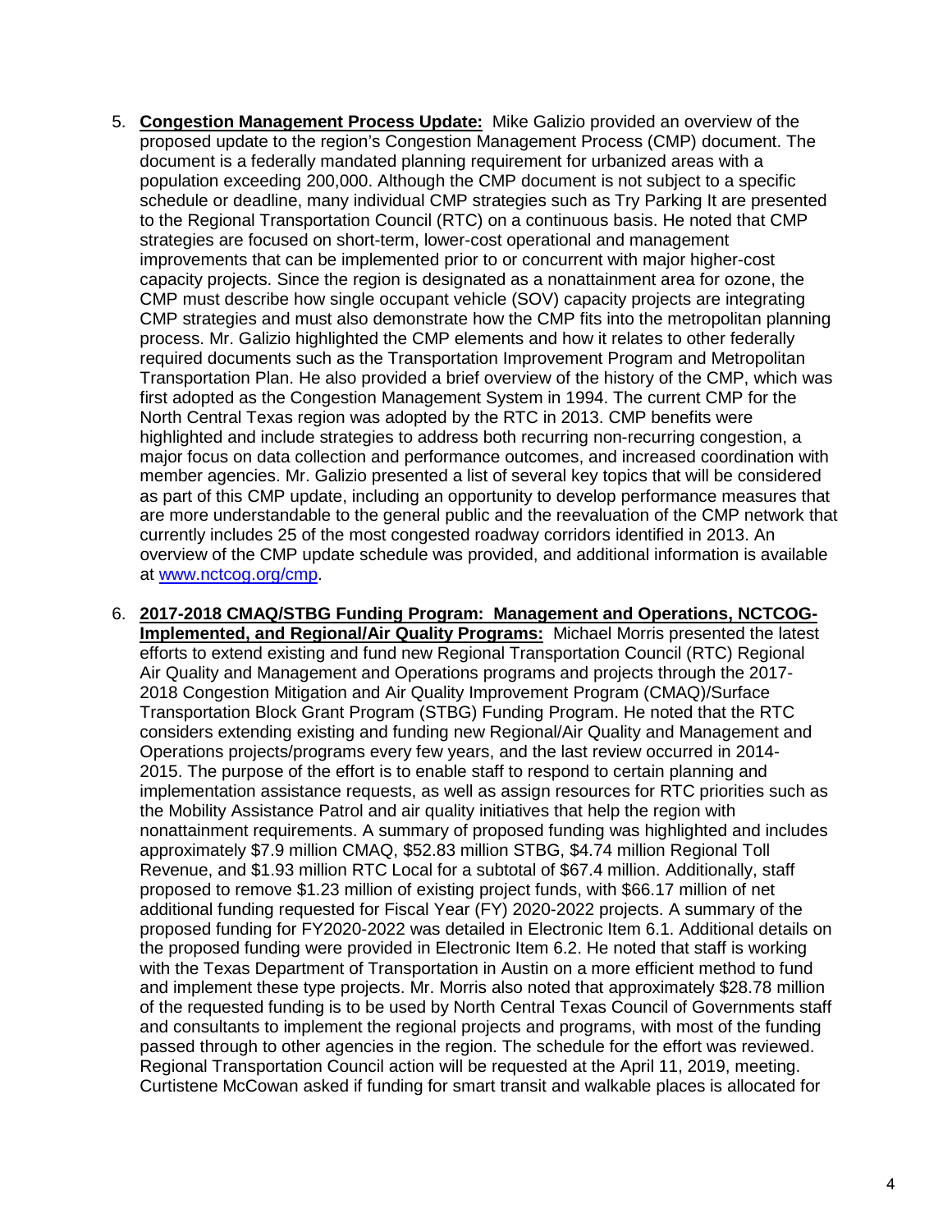5. **Congestion Management Process Update:** Mike Galizio provided an overview of the proposed update to the region's Congestion Management Process (CMP) document. The document is a federally mandated planning requirement for urbanized areas with a population exceeding 200,000. Although the CMP document is not subject to a specific schedule or deadline, many individual CMP strategies such as Try Parking It are presented to the Regional Transportation Council (RTC) on a continuous basis. He noted that CMP strategies are focused on short-term, lower-cost operational and management improvements that can be implemented prior to or concurrent with major higher-cost capacity projects. Since the region is designated as a nonattainment area for ozone, the CMP must describe how single occupant vehicle (SOV) capacity projects are integrating CMP strategies and must also demonstrate how the CMP fits into the metropolitan planning process. Mr. Galizio highlighted the CMP elements and how it relates to other federally required documents such as the Transportation Improvement Program and Metropolitan Transportation Plan. He also provided a brief overview of the history of the CMP, which was first adopted as the Congestion Management System in 1994. The current CMP for the North Central Texas region was adopted by the RTC in 2013. CMP benefits were highlighted and include strategies to address both recurring non-recurring congestion, a major focus on data collection and performance outcomes, and increased coordination with member agencies. Mr. Galizio presented a list of several key topics that will be considered as part of this CMP update, including an opportunity to develop performance measures that are more understandable to the general public and the reevaluation of the CMP network that currently includes 25 of the most congested roadway corridors identified in 2013. An overview of the CMP update schedule was provided, and additional information is available at [www.nctcog.org/cmp](http://www.nctcog.org/cmp).

6. **2017-2018 CMAQ/STBG Funding Program: Management and Operations, NCTCOG-Implemented, and Regional/Air Quality Programs:** Michael Morris presented the latest efforts to extend existing and fund new Regional Transportation Council (RTC) Regional Air Quality and Management and Operations programs and projects through the 2017-2018 Congestion Mitigation and Air Quality Improvement Program (CMAQ)/Surface Transportation Block Grant Program (STBG) Funding Program. He noted that the RTC considers extending existing and funding new Regional/Air Quality and Management and Operations projects/programs every few years, and the last review occurred in 2014-2015. The purpose of the effort is to enable staff to respond to certain planning and implementation assistance requests, as well as assign resources for RTC priorities such as the Mobility Assistance Patrol and air quality initiatives that help the region with nonattainment requirements. A summary of proposed funding was highlighted and includes approximately $7.9 million CMAQ, $52.83 million STBG, $4.74 million Regional Toll Revenue, and $1.93 million RTC Local for a subtotal of $67.4 million. Additionally, staff proposed to remove $1.23 million of existing project funds, with $66.17 million of net additional funding requested for Fiscal Year (FY) 2020-2022 projects. A summary of the proposed funding for FY2020-2022 was detailed in Electronic Item 6.1. Additional details on the proposed funding were provided in Electronic Item 6.2. He noted that staff is working with the Texas Department of Transportation in Austin on a more efficient method to fund and implement these type projects. Mr. Morris also noted that approximately $28.78 million of the requested funding is to be used by North Central Texas Council of Governments staff and consultants to implement the regional projects and programs, with most of the funding passed through to other agencies in the region. The schedule for the effort was reviewed. Regional Transportation Council action will be requested at the April 11, 2019, meeting. Curtistene McCowan asked if funding for smart transit and walkable places is allocated for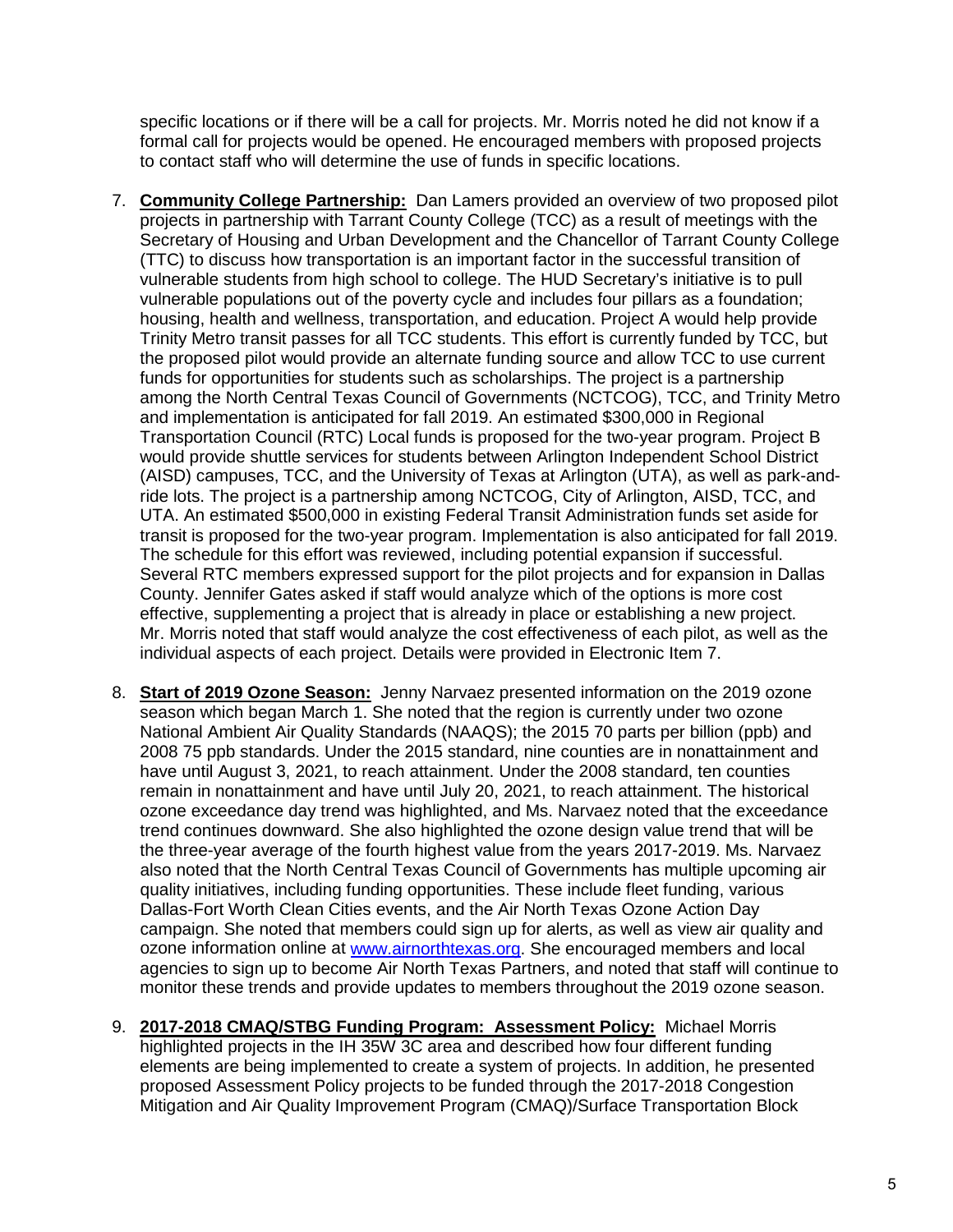specific locations or if there will be a call for projects. Mr. Morris noted he did not know if a formal call for projects would be opened. He encouraged members with proposed projects to contact staff who will determine the use of funds in specific locations.

7. **Community College Partnership:** Dan Lamers provided an overview of two proposed pilot projects in partnership with Tarrant County College (TCC) as a result of meetings with the Secretary of Housing and Urban Development and the Chancellor of Tarrant County College (TTC) to discuss how transportation is an important factor in the successful transition of vulnerable students from high school to college. The HUD Secretary's initiative is to pull vulnerable populations out of the poverty cycle and includes four pillars as a foundation; housing, health and wellness, transportation, and education. Project A would help provide Trinity Metro transit passes for all TCC students. This effort is currently funded by TCC, but the proposed pilot would provide an alternate funding source and allow TCC to use current funds for opportunities for students such as scholarships. The project is a partnership among the North Central Texas Council of Governments (NCTCOG), TCC, and Trinity Metro and implementation is anticipated for fall 2019. An estimated $300,000 in Regional Transportation Council (RTC) Local funds is proposed for the two-year program. Project B would provide shuttle services for students between Arlington Independent School District (AISD) campuses, TCC, and the University of Texas at Arlington (UTA), as well as park-and-ride lots. The project is a partnership among NCTCOG, City of Arlington, AISD, TCC, and UTA. An estimated $500,000 in existing Federal Transit Administration funds set aside for transit is proposed for the two-year program. Implementation is also anticipated for fall 2019. The schedule for this effort was reviewed, including potential expansion if successful. Several RTC members expressed support for the pilot projects and for expansion in Dallas County. Jennifer Gates asked if staff would analyze which of the options is more cost effective, supplementing a project that is already in place or establishing a new project. Mr. Morris noted that staff would analyze the cost effectiveness of each pilot, as well as the individual aspects of each project. Details were provided in Electronic Item 7.

8. **Start of 2019 Ozone Season:** Jenny Narvaez presented information on the 2019 ozone season which began March 1. She noted that the region is currently under two ozone National Ambient Air Quality Standards (NAAQS); the 2015 70 parts per billion (ppb) and 2008 75 ppb standards. Under the 2015 standard, nine counties are in nonattainment and have until August 3, 2021, to reach attainment. Under the 2008 standard, ten counties remain in nonattainment and have until July 20, 2021, to reach attainment. The historical ozone exceedance day trend was highlighted, and Ms. Narvaez noted that the exceedance trend continues downward. She also highlighted the ozone design value trend that will be the three-year average of the fourth highest value from the years 2017-2019. Ms. Narvaez also noted that the North Central Texas Council of Governments has multiple upcoming air quality initiatives, including funding opportunities. These include fleet funding, various Dallas-Fort Worth Clean Cities events, and the Air North Texas Ozone Action Day campaign. She noted that members could sign up for alerts, as well as view air quality and ozone information online at [www.airnorthtexas.org](http://www.airnorthtexas.org). She encouraged members and local agencies to sign up to become Air North Texas Partners, and noted that staff will continue to monitor these trends and provide updates to members throughout the 2019 ozone season.

9. **2017-2018 CMAQ/STBG Funding Program: Assessment Policy:** Michael Morris highlighted projects in the IH 35W 3C area and described how four different funding elements are being implemented to create a system of projects. In addition, he presented proposed Assessment Policy projects to be funded through the 2017-2018 Congestion Mitigation and Air Quality Improvement Program (CMAQ)/Surface Transportation Block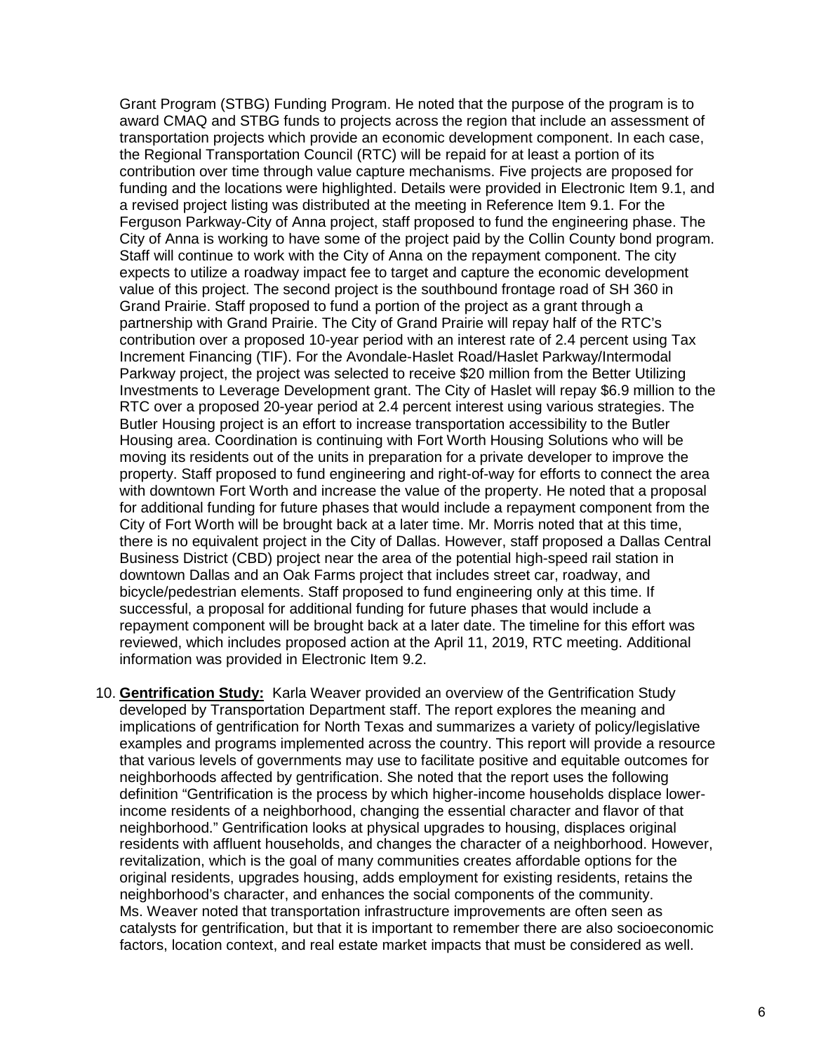Grant Program (STBG) Funding Program. He noted that the purpose of the program is to award CMAQ and STBG funds to projects across the region that include an assessment of transportation projects which provide an economic development component. In each case, the Regional Transportation Council (RTC) will be repaid for at least a portion of its contribution over time through value capture mechanisms. Five projects are proposed for funding and the locations were highlighted. Details were provided in Electronic Item 9.1, and a revised project listing was distributed at the meeting in Reference Item 9.1. For the Ferguson Parkway-City of Anna project, staff proposed to fund the engineering phase. The City of Anna is working to have some of the project paid by the Collin County bond program. Staff will continue to work with the City of Anna on the repayment component. The city expects to utilize a roadway impact fee to target and capture the economic development value of this project. The second project is the southbound frontage road of SH 360 in Grand Prairie. Staff proposed to fund a portion of the project as a grant through a partnership with Grand Prairie. The City of Grand Prairie will repay half of the RTC's contribution over a proposed 10-year period with an interest rate of 2.4 percent using Tax Increment Financing (TIF). For the Avondale-Haslet Road/Haslet Parkway/Intermodal Parkway project, the project was selected to receive $20 million from the Better Utilizing Investments to Leverage Development grant. The City of Haslet will repay $6.9 million to the RTC over a proposed 20-year period at 2.4 percent interest using various strategies. The Butler Housing project is an effort to increase transportation accessibility to the Butler Housing area. Coordination is continuing with Fort Worth Housing Solutions who will be moving its residents out of the units in preparation for a private developer to improve the property. Staff proposed to fund engineering and right-of-way for efforts to connect the area with downtown Fort Worth and increase the value of the property. He noted that a proposal for additional funding for future phases that would include a repayment component from the City of Fort Worth will be brought back at a later time. Mr. Morris noted that at this time, there is no equivalent project in the City of Dallas. However, staff proposed a Dallas Central Business District (CBD) project near the area of the potential high-speed rail station in downtown Dallas and an Oak Farms project that includes street car, roadway, and bicycle/pedestrian elements. Staff proposed to fund engineering only at this time. If successful, a proposal for additional funding for future phases that would include a repayment component will be brought back at a later date. The timeline for this effort was reviewed, which includes proposed action at the April 11, 2019, RTC meeting. Additional information was provided in Electronic Item 9.2.

10. **Gentrification Study:** Karla Weaver provided an overview of the Gentrification Study developed by Transportation Department staff. The report explores the meaning and implications of gentrification for North Texas and summarizes a variety of policy/legislative examples and programs implemented across the country. This report will provide a resource that various levels of governments may use to facilitate positive and equitable outcomes for neighborhoods affected by gentrification. She noted that the report uses the following definition "Gentrification is the process by which higher-income households displace lower-income residents of a neighborhood, changing the essential character and flavor of that neighborhood." Gentrification looks at physical upgrades to housing, displaces original residents with affluent households, and changes the character of a neighborhood. However, revitalization, which is the goal of many communities creates affordable options for the original residents, upgrades housing, adds employment for existing residents, retains the neighborhood's character, and enhances the social components of the community. Ms. Weaver noted that transportation infrastructure improvements are often seen as catalysts for gentrification, but that it is important to remember there are also socioeconomic factors, location context, and real estate market impacts that must be considered as well.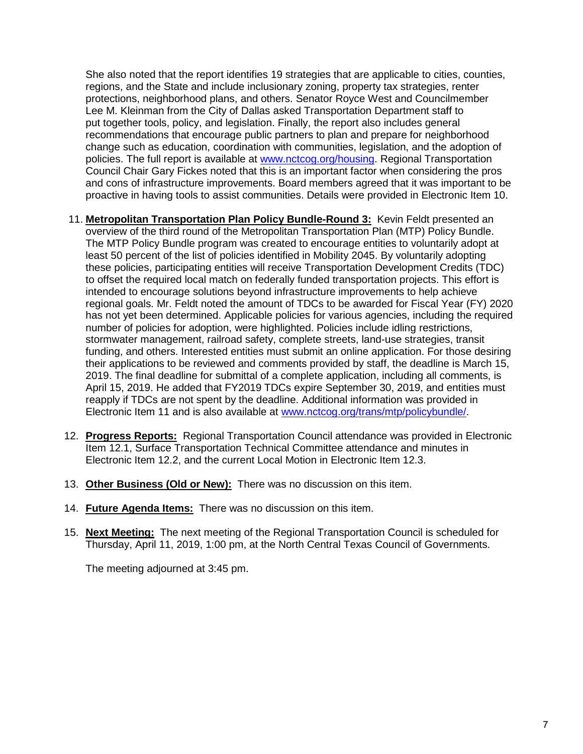She also noted that the report identifies 19 strategies that are applicable to cities, counties, regions, and the State and include inclusionary zoning, property tax strategies, renter protections, neighborhood plans, and others. Senator Royce West and Councilmember Lee M. Kleinman from the City of Dallas asked Transportation Department staff to put together tools, policy, and legislation. Finally, the report also includes general recommendations that encourage public partners to plan and prepare for neighborhood change such as education, coordination with communities, legislation, and the adoption of policies. The full report is available at www.nctcog.org/housing. Regional Transportation Council Chair Gary Fickes noted that this is an important factor when considering the pros and cons of infrastructure improvements. Board members agreed that it was important to be proactive in having tools to assist communities. Details were provided in Electronic Item 10.

11. **Metropolitan Transportation Plan Policy Bundle-Round 3:** Kevin Feldt presented an overview of the third round of the Metropolitan Transportation Plan (MTP) Policy Bundle. The MTP Policy Bundle program was created to encourage entities to voluntarily adopt at least 50 percent of the list of policies identified in Mobility 2045. By voluntarily adopting these policies, participating entities will receive Transportation Development Credits (TDC) to offset the required local match on federally funded transportation projects. This effort is intended to encourage solutions beyond infrastructure improvements to help achieve regional goals. Mr. Feldt noted the amount of TDCs to be awarded for Fiscal Year (FY) 2020 has not yet been determined. Applicable policies for various agencies, including the required number of policies for adoption, were highlighted. Policies include idling restrictions, stormwater management, railroad safety, complete streets, land-use strategies, transit funding, and others. Interested entities must submit an online application. For those desiring their applications to be reviewed and comments provided by staff, the deadline is March 15, 2019. The final deadline for submittal of a complete application, including all comments, is April 15, 2019. He added that FY2019 TDCs expire September 30, 2019, and entities must reapply if TDCs are not spent by the deadline. Additional information was provided in Electronic Item 11 and is also available at www.nctcog.org/trans/mtp/policybundle/.

12. **Progress Reports:** Regional Transportation Council attendance was provided in Electronic Item 12.1, Surface Transportation Technical Committee attendance and minutes in Electronic Item 12.2, and the current Local Motion in Electronic Item 12.3.

13. **Other Business (Old or New):** There was no discussion on this item.

14. **Future Agenda Items:** There was no discussion on this item.

15. **Next Meeting:** The next meeting of the Regional Transportation Council is scheduled for Thursday, April 11, 2019, 1:00 pm, at the North Central Texas Council of Governments.

The meeting adjourned at 3:45 pm.